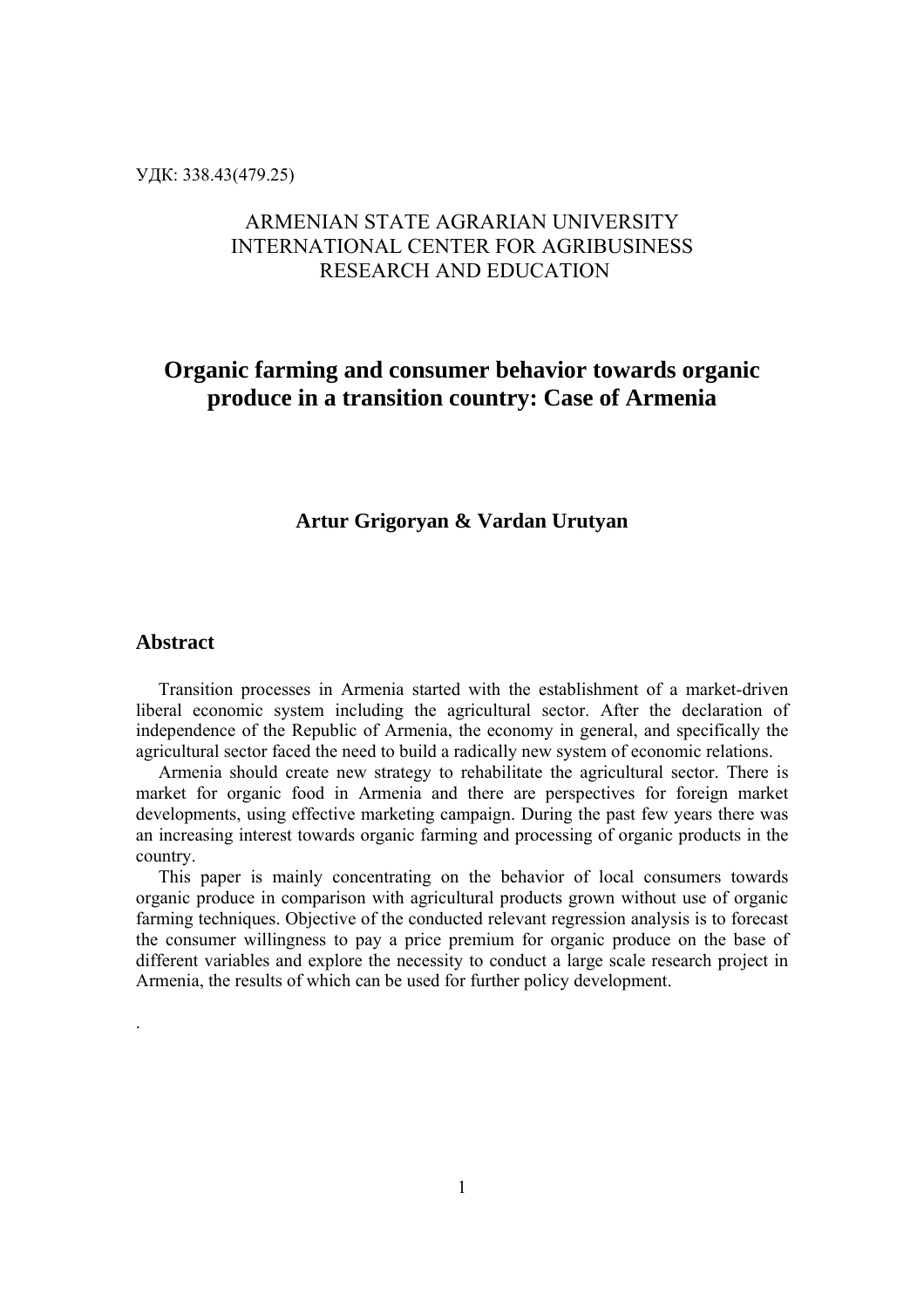УДК: 338.43(479.25)

ARMENIAN STATE AGRARIAN UNIVERSITY
INTERNATIONAL CENTER FOR AGRIBUSINESS
RESEARCH AND EDUCATION

# Organic farming and consumer behavior towards organic produce in a transition country: Case of Armenia

**Artur Grigoryan & Vardan Urutyan**

## Abstract

Transition processes in Armenia started with the establishment of a market-driven liberal economic system including the agricultural sector. After the declaration of independence of the Republic of Armenia, the economy in general, and specifically the agricultural sector faced the need to build a radically new system of economic relations.

Armenia should create new strategy to rehabilitate the agricultural sector. There is market for organic food in Armenia and there are perspectives for foreign market developments, using effective marketing campaign. During the past few years there was an increasing interest towards organic farming and processing of organic products in the country.

This paper is mainly concentrating on the behavior of local consumers towards organic produce in comparison with agricultural products grown without use of organic farming techniques. Objective of the conducted relevant regression analysis is to forecast the consumer willingness to pay a price premium for organic produce on the base of different variables and explore the necessity to conduct a large scale research project in Armenia, the results of which can be used for further policy development.

.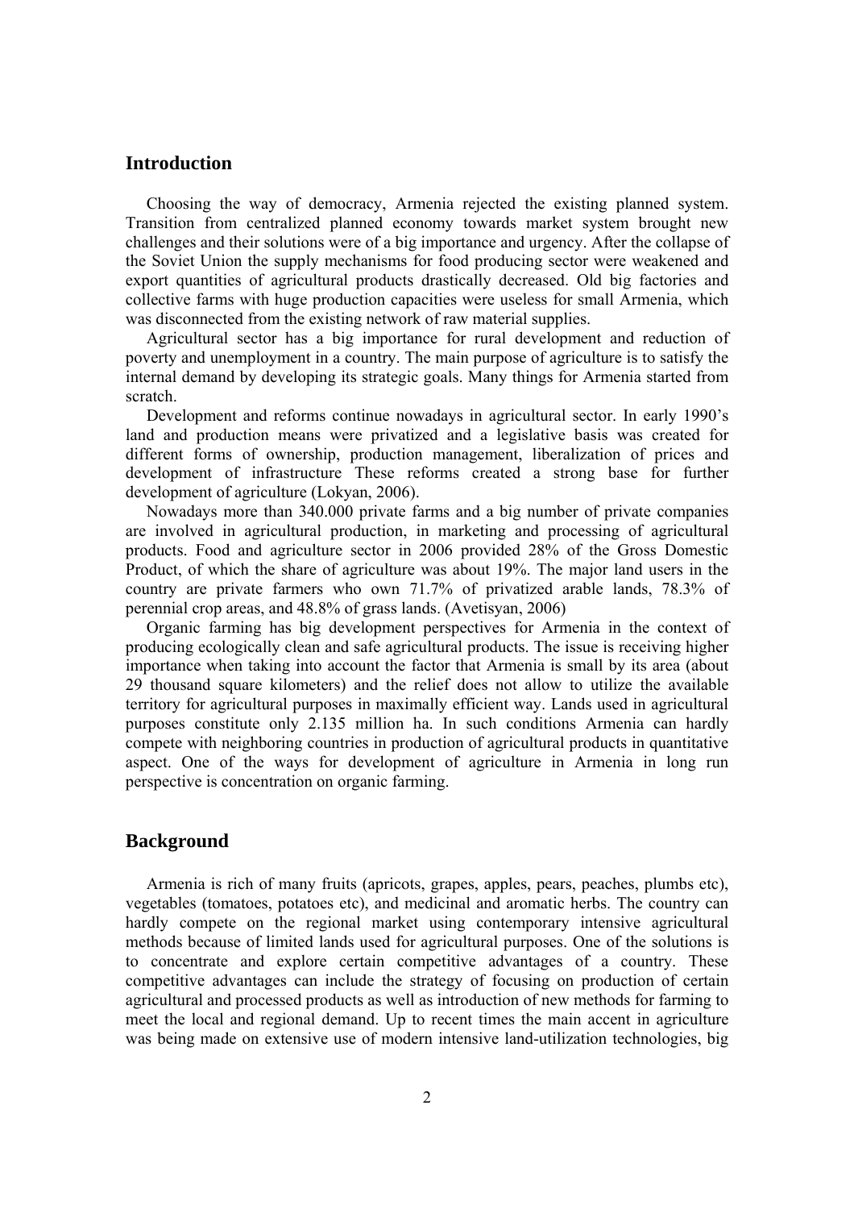## Introduction

Choosing the way of democracy, Armenia rejected the existing planned system. Transition from centralized planned economy towards market system brought new challenges and their solutions were of a big importance and urgency. After the collapse of the Soviet Union the supply mechanisms for food producing sector were weakened and export quantities of agricultural products drastically decreased. Old big factories and collective farms with huge production capacities were useless for small Armenia, which was disconnected from the existing network of raw material supplies.

Agricultural sector has a big importance for rural development and reduction of poverty and unemployment in a country. The main purpose of agriculture is to satisfy the internal demand by developing its strategic goals. Many things for Armenia started from scratch.

Development and reforms continue nowadays in agricultural sector. In early 1990's land and production means were privatized and a legislative basis was created for different forms of ownership, production management, liberalization of prices and development of infrastructure These reforms created a strong base for further development of agriculture (Lokyan, 2006).

Nowadays more than 340.000 private farms and a big number of private companies are involved in agricultural production, in marketing and processing of agricultural products. Food and agriculture sector in 2006 provided 28% of the Gross Domestic Product, of which the share of agriculture was about 19%. The major land users in the country are private farmers who own 71.7% of privatized arable lands, 78.3% of perennial crop areas, and 48.8% of grass lands. (Avetisyan, 2006)

Organic farming has big development perspectives for Armenia in the context of producing ecologically clean and safe agricultural products. The issue is receiving higher importance when taking into account the factor that Armenia is small by its area (about 29 thousand square kilometers) and the relief does not allow to utilize the available territory for agricultural purposes in maximally efficient way. Lands used in agricultural purposes constitute only 2.135 million ha. In such conditions Armenia can hardly compete with neighboring countries in production of agricultural products in quantitative aspect. One of the ways for development of agriculture in Armenia in long run perspective is concentration on organic farming.

## Background

Armenia is rich of many fruits (apricots, grapes, apples, pears, peaches, plumbs etc), vegetables (tomatoes, potatoes etc), and medicinal and aromatic herbs. The country can hardly compete on the regional market using contemporary intensive agricultural methods because of limited lands used for agricultural purposes. One of the solutions is to concentrate and explore certain competitive advantages of a country. These competitive advantages can include the strategy of focusing on production of certain agricultural and processed products as well as introduction of new methods for farming to meet the local and regional demand. Up to recent times the main accent in agriculture was being made on extensive use of modern intensive land-utilization technologies, big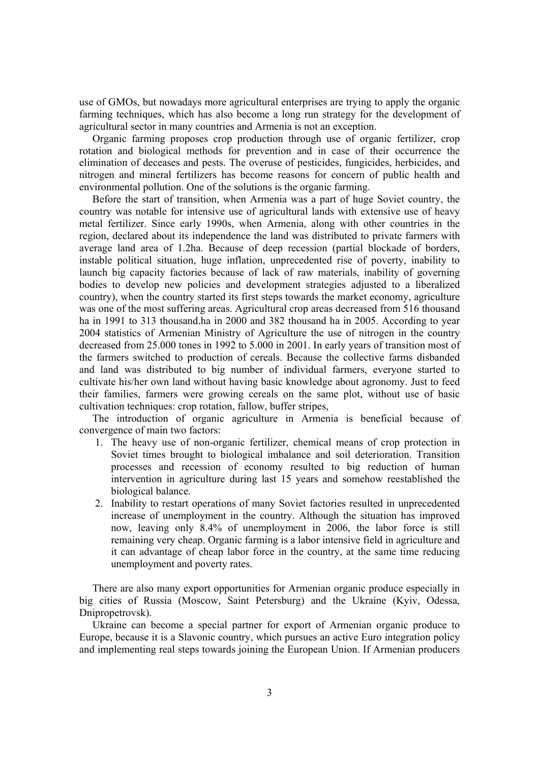use of GMOs, but nowadays more agricultural enterprises are trying to apply the organic farming techniques, which has also become a long run strategy for the development of agricultural sector in many countries and Armenia is not an exception.

Organic farming proposes crop production through use of organic fertilizer, crop rotation and biological methods for prevention and in case of their occurrence the elimination of deceases and pests. The overuse of pesticides, fungicides, herbicides, and nitrogen and mineral fertilizers has become reasons for concern of public health and environmental pollution. One of the solutions is the organic farming.

Before the start of transition, when Armenia was a part of huge Soviet country, the country was notable for intensive use of agricultural lands with extensive use of heavy metal fertilizer. Since early 1990s, when Armenia, along with other countries in the region, declared about its independence the land was distributed to private farmers with average land area of 1.2ha. Because of deep recession (partial blockade of borders, instable political situation, huge inflation, unprecedented rise of poverty, inability to launch big capacity factories because of lack of raw materials, inability of governing bodies to develop new policies and development strategies adjusted to a liberalized country), when the country started its first steps towards the market economy, agriculture was one of the most suffering areas. Agricultural crop areas decreased from 516 thousand ha in 1991 to 313 thousand.ha in 2000 and 382 thousand ha in 2005. According to year 2004 statistics of Armenian Ministry of Agriculture the use of nitrogen in the country decreased from 25.000 tones in 1992 to 5.000 in 2001. In early years of transition most of the farmers switched to production of cereals. Because the collective farms disbanded and land was distributed to big number of individual farmers, everyone started to cultivate his/her own land without having basic knowledge about agronomy. Just to feed their families, farmers were growing cereals on the same plot, without use of basic cultivation techniques: crop rotation, fallow, buffer stripes,

The introduction of organic agriculture in Armenia is beneficial because of convergence of main two factors:

1. The heavy use of non-organic fertilizer, chemical means of crop protection in Soviet times brought to biological imbalance and soil deterioration. Transition processes and recession of economy resulted to big reduction of human intervention in agriculture during last 15 years and somehow reestablished the biological balance.
2. Inability to restart operations of many Soviet factories resulted in unprecedented increase of unemployment in the country. Although the situation has improved now, leaving only 8.4% of unemployment in 2006, the labor force is still remaining very cheap. Organic farming is a labor intensive field in agriculture and it can advantage of cheap labor force in the country, at the same time reducing unemployment and poverty rates.

There are also many export opportunities for Armenian organic produce especially in big cities of Russia (Moscow, Saint Petersburg) and the Ukraine (Kyiv, Odessa, Dnipropetrovsk).

Ukraine can become a special partner for export of Armenian organic produce to Europe, because it is a Slavonic country, which pursues an active Euro integration policy and implementing real steps towards joining the European Union. If Armenian producers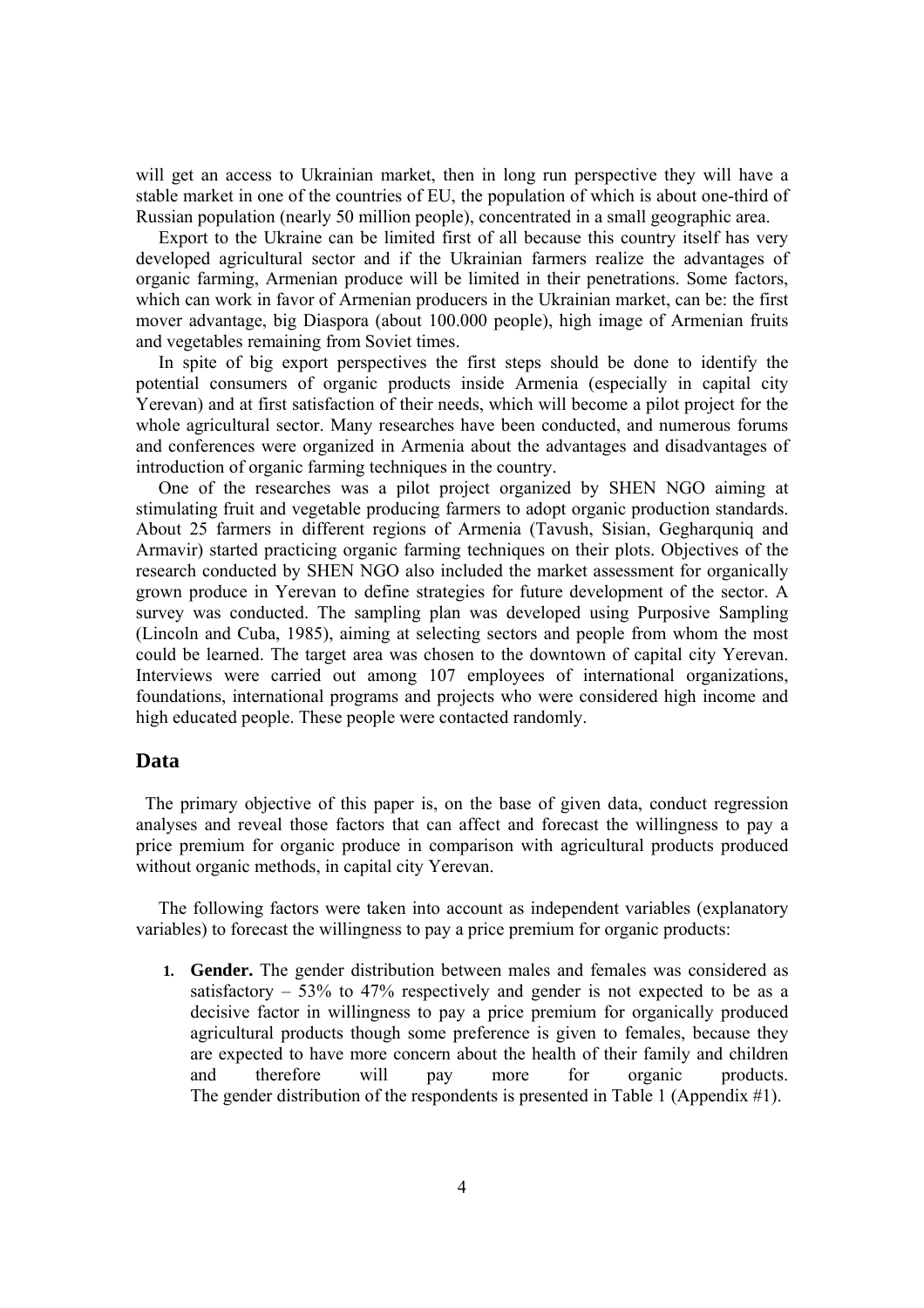will get an access to Ukrainian market, then in long run perspective they will have a stable market in one of the countries of EU, the population of which is about one-third of Russian population (nearly 50 million people), concentrated in a small geographic area.

Export to the Ukraine can be limited first of all because this country itself has very developed agricultural sector and if the Ukrainian farmers realize the advantages of organic farming, Armenian produce will be limited in their penetrations. Some factors, which can work in favor of Armenian producers in the Ukrainian market, can be: the first mover advantage, big Diaspora (about 100.000 people), high image of Armenian fruits and vegetables remaining from Soviet times.

In spite of big export perspectives the first steps should be done to identify the potential consumers of organic products inside Armenia (especially in capital city Yerevan) and at first satisfaction of their needs, which will become a pilot project for the whole agricultural sector. Many researches have been conducted, and numerous forums and conferences were organized in Armenia about the advantages and disadvantages of introduction of organic farming techniques in the country.

One of the researches was a pilot project organized by SHEN NGO aiming at stimulating fruit and vegetable producing farmers to adopt organic production standards. About 25 farmers in different regions of Armenia (Tavush, Sisian, Gegharquniq and Armavir) started practicing organic farming techniques on their plots. Objectives of the research conducted by SHEN NGO also included the market assessment for organically grown produce in Yerevan to define strategies for future development of the sector. A survey was conducted. The sampling plan was developed using Purposive Sampling (Lincoln and Cuba, 1985), aiming at selecting sectors and people from whom the most could be learned. The target area was chosen to the downtown of capital city Yerevan. Interviews were carried out among 107 employees of international organizations, foundations, international programs and projects who were considered high income and high educated people. These people were contacted randomly.

## Data

The primary objective of this paper is, on the base of given data, conduct regression analyses and reveal those factors that can affect and forecast the willingness to pay a price premium for organic produce in comparison with agricultural products produced without organic methods, in capital city Yerevan.

The following factors were taken into account as independent variables (explanatory variables) to forecast the willingness to pay a price premium for organic products:

1. **Gender.** The gender distribution between males and females was considered as satisfactory – 53% to 47% respectively and gender is not expected to be as a decisive factor in willingness to pay a price premium for organically produced agricultural products though some preference is given to females, because they are expected to have more concern about the health of their family and children and therefore will pay more for organic products. The gender distribution of the respondents is presented in Table 1 (Appendix #1).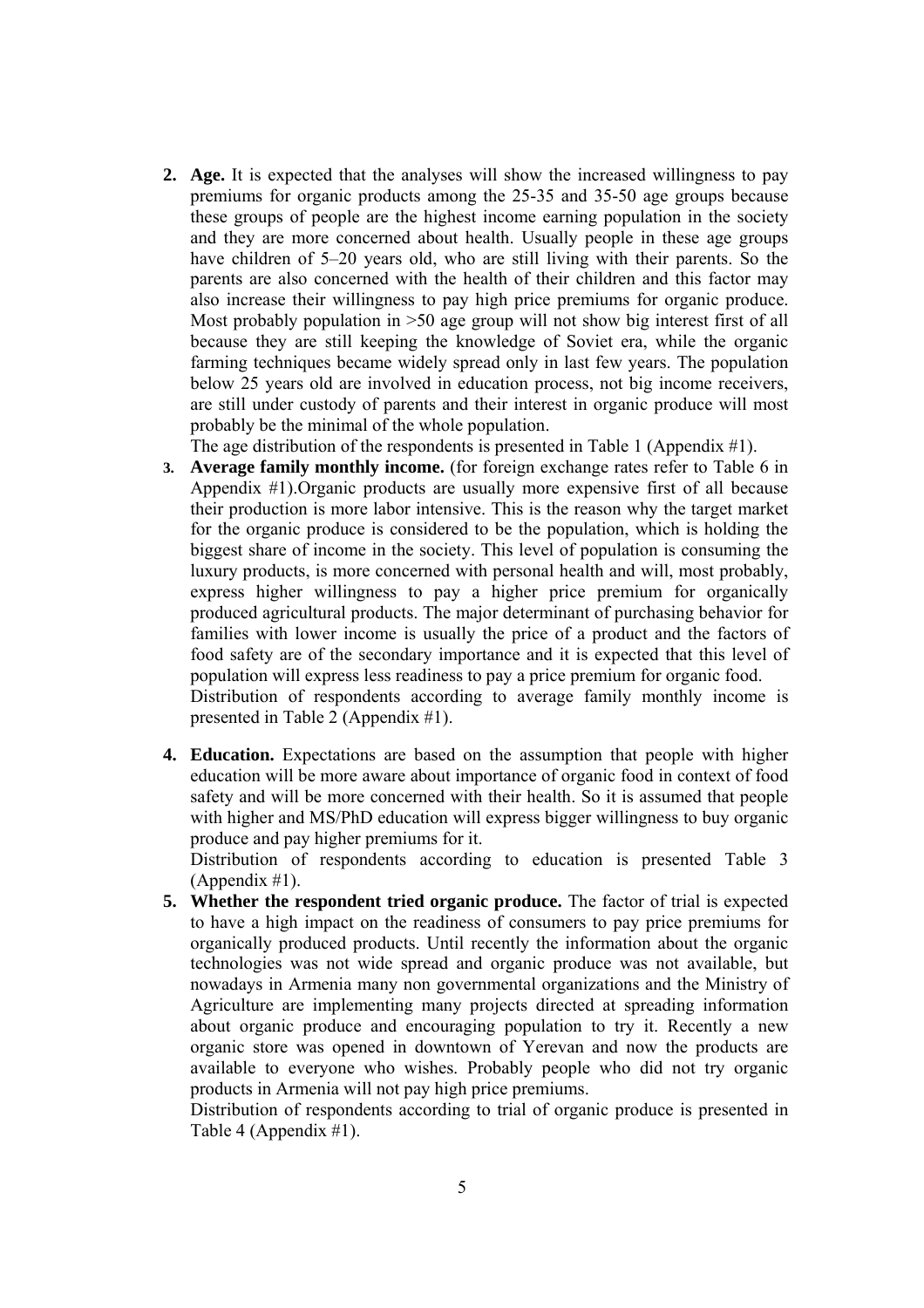2. **Age.** It is expected that the analyses will show the increased willingness to pay premiums for organic products among the 25-35 and 35-50 age groups because these groups of people are the highest income earning population in the society and they are more concerned about health. Usually people in these age groups have children of 5–20 years old, who are still living with their parents. So the parents are also concerned with the health of their children and this factor may also increase their willingness to pay high price premiums for organic produce. Most probably population in >50 age group will not show big interest first of all because they are still keeping the knowledge of Soviet era, while the organic farming techniques became widely spread only in last few years. The population below 25 years old are involved in education process, not big income receivers, are still under custody of parents and their interest in organic produce will most probably be the minimal of the whole population.

   The age distribution of the respondents is presented in Table 1 (Appendix #1).

3. **Average family monthly income.** (for foreign exchange rates refer to Table 6 in Appendix #1).Organic products are usually more expensive first of all because their production is more labor intensive. This is the reason why the target market for the organic produce is considered to be the population, which is holding the biggest share of income in the society. This level of population is consuming the luxury products, is more concerned with personal health and will, most probably, express higher willingness to pay a higher price premium for organically produced agricultural products. The major determinant of purchasing behavior for families with lower income is usually the price of a product and the factors of food safety are of the secondary importance and it is expected that this level of population will express less readiness to pay a price premium for organic food.

   Distribution of respondents according to average family monthly income is presented in Table 2 (Appendix #1).

4. **Education.** Expectations are based on the assumption that people with higher education will be more aware about importance of organic food in context of food safety and will be more concerned with their health. So it is assumed that people with higher and MS/PhD education will express bigger willingness to buy organic produce and pay higher premiums for it.

   Distribution of respondents according to education is presented Table 3 (Appendix #1).

5. **Whether the respondent tried organic produce.** The factor of trial is expected to have a high impact on the readiness of consumers to pay price premiums for organically produced products. Until recently the information about the organic technologies was not wide spread and organic produce was not available, but nowadays in Armenia many non governmental organizations and the Ministry of Agriculture are implementing many projects directed at spreading information about organic produce and encouraging population to try it. Recently a new organic store was opened in downtown of Yerevan and now the products are available to everyone who wishes. Probably people who did not try organic products in Armenia will not pay high price premiums.

   Distribution of respondents according to trial of organic produce is presented in Table 4 (Appendix #1).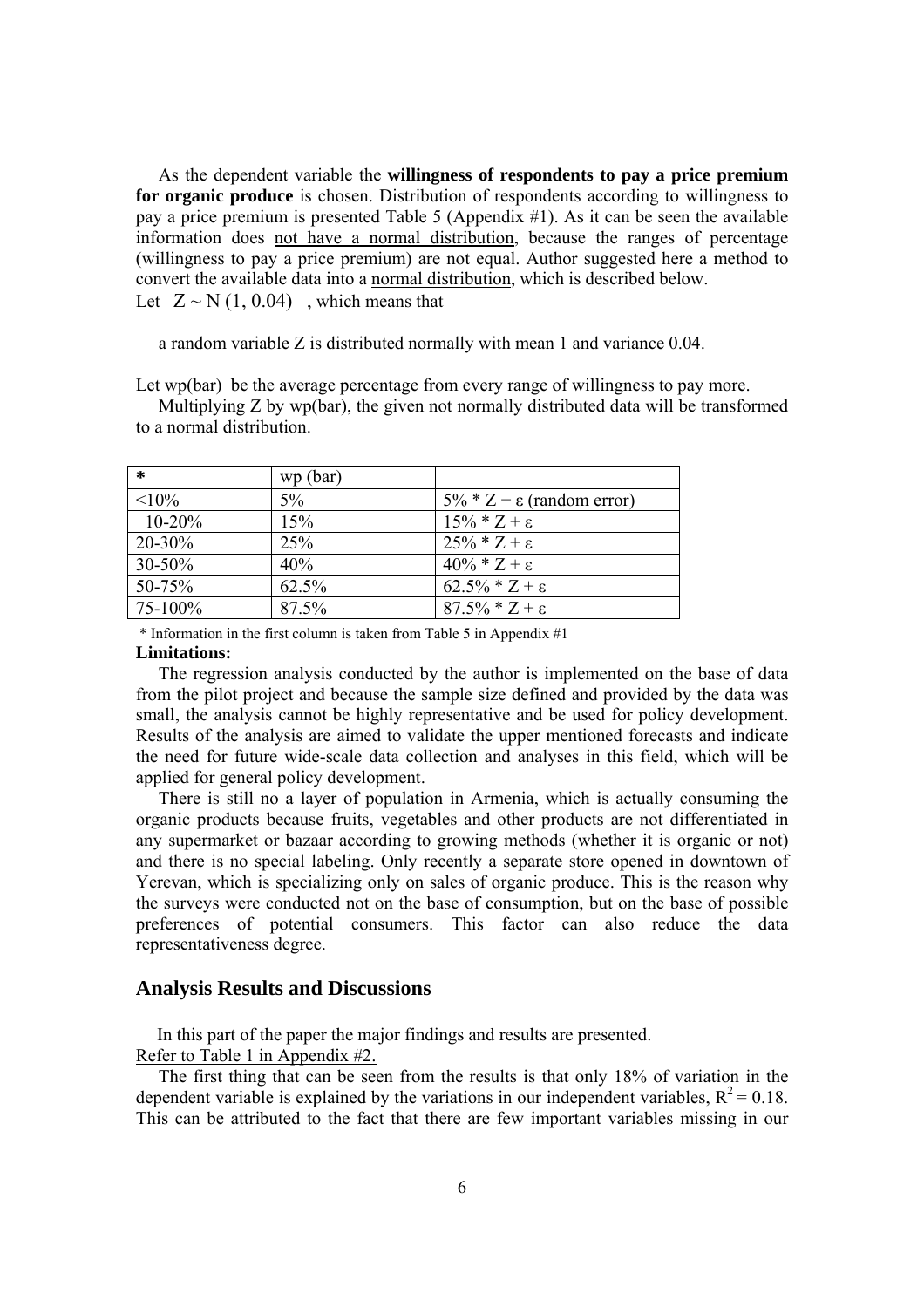As the dependent variable the **willingness of respondents to pay a price premium for organic produce** is chosen. Distribution of respondents according to willingness to pay a price premium is presented Table 5 (Appendix #1). As it can be seen the available information does not have a normal distribution, because the ranges of percentage (willingness to pay a price premium) are not equal. Author suggested here a method to convert the available data into a normal distribution, which is described below.

Let $Z \sim N(1, 0.04)$ , which means that

a random variable Z is distributed normally with mean 1 and variance 0.04.

Let wp(bar) be the average percentage from every range of willingness to pay more.

Multiplying Z by wp(bar), the given not normally distributed data will be transformed to a normal distribution.

| * | wp (bar) | |
|---|---|---|
| <10% | 5% | 5% * Z + ε (random error) |
| 10-20% | 15% | 15% * Z + ε |
| 20-30% | 25% | 25% * Z + ε |
| 30-50% | 40% | 40% * Z + ε |
| 50-75% | 62.5% | 62.5% * Z + ε |
| 75-100% | 87.5% | 87.5% * Z + ε |

\* Information in the first column is taken from Table 5 in Appendix #1

**Limitations:**

The regression analysis conducted by the author is implemented on the base of data from the pilot project and because the sample size defined and provided by the data was small, the analysis cannot be highly representative and be used for policy development. Results of the analysis are aimed to validate the upper mentioned forecasts and indicate the need for future wide-scale data collection and analyses in this field, which will be applied for general policy development.

There is still no a layer of population in Armenia, which is actually consuming the organic products because fruits, vegetables and other products are not differentiated in any supermarket or bazaar according to growing methods (whether it is organic or not) and there is no special labeling. Only recently a separate store opened in downtown of Yerevan, which is specializing only on sales of organic produce. This is the reason why the surveys were conducted not on the base of consumption, but on the base of possible preferences of potential consumers. This factor can also reduce the data representativeness degree.

## Analysis Results and Discussions

In this part of the paper the major findings and results are presented.

Refer to Table 1 in Appendix #2.

The first thing that can be seen from the results is that only 18% of variation in the dependent variable is explained by the variations in our independent variables, $R^2 = 0.18$. This can be attributed to the fact that there are few important variables missing in our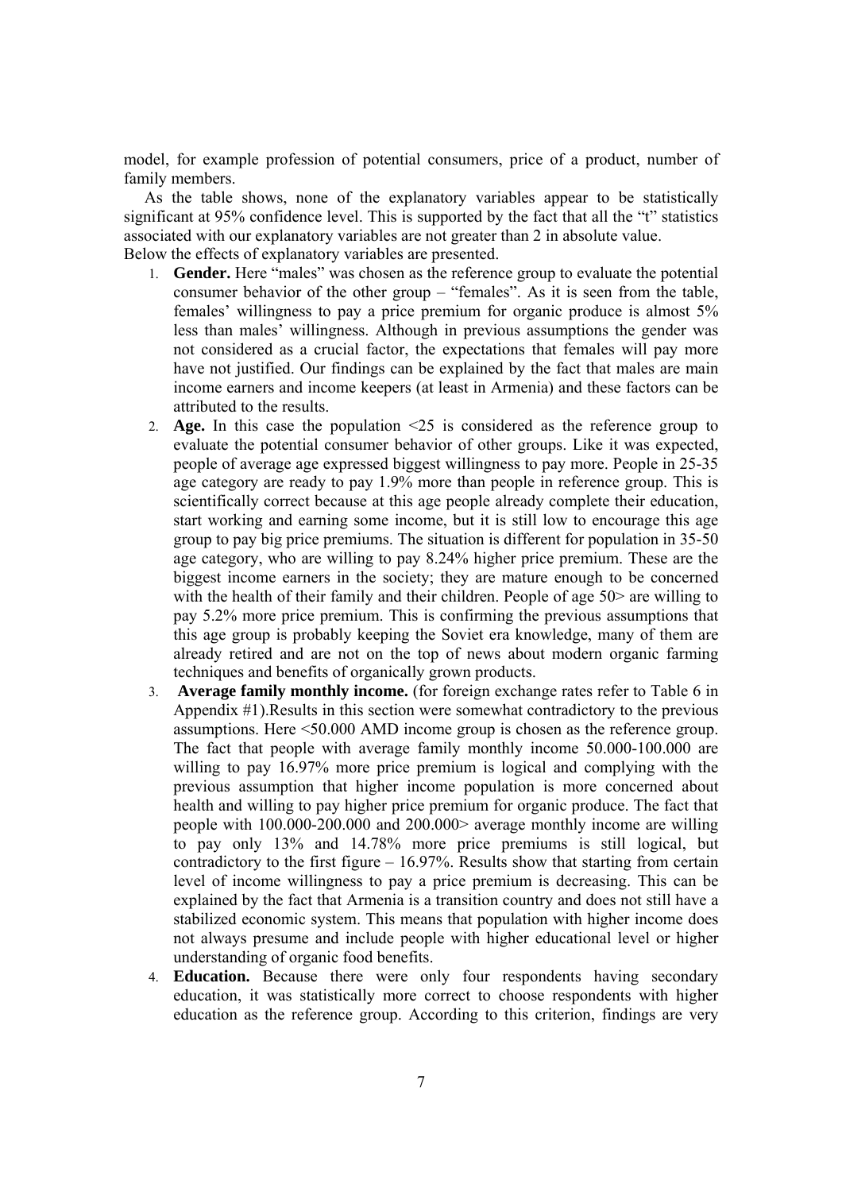model, for example profession of potential consumers, price of a product, number of family members.

As the table shows, none of the explanatory variables appear to be statistically significant at 95% confidence level. This is supported by the fact that all the "t" statistics associated with our explanatory variables are not greater than 2 in absolute value. Below the effects of explanatory variables are presented.

1. **Gender.** Here "males" was chosen as the reference group to evaluate the potential consumer behavior of the other group – "females". As it is seen from the table, females' willingness to pay a price premium for organic produce is almost 5% less than males' willingness. Although in previous assumptions the gender was not considered as a crucial factor, the expectations that females will pay more have not justified. Our findings can be explained by the fact that males are main income earners and income keepers (at least in Armenia) and these factors can be attributed to the results.
2. **Age.** In this case the population <25 is considered as the reference group to evaluate the potential consumer behavior of other groups. Like it was expected, people of average age expressed biggest willingness to pay more. People in 25-35 age category are ready to pay 1.9% more than people in reference group. This is scientifically correct because at this age people already complete their education, start working and earning some income, but it is still low to encourage this age group to pay big price premiums. The situation is different for population in 35-50 age category, who are willing to pay 8.24% higher price premium. These are the biggest income earners in the society; they are mature enough to be concerned with the health of their family and their children. People of age 50> are willing to pay 5.2% more price premium. This is confirming the previous assumptions that this age group is probably keeping the Soviet era knowledge, many of them are already retired and are not on the top of news about modern organic farming techniques and benefits of organically grown products.
3. **Average family monthly income.** (for foreign exchange rates refer to Table 6 in Appendix #1).Results in this section were somewhat contradictory to the previous assumptions. Here <50.000 AMD income group is chosen as the reference group. The fact that people with average family monthly income 50.000-100.000 are willing to pay 16.97% more price premium is logical and complying with the previous assumption that higher income population is more concerned about health and willing to pay higher price premium for organic produce. The fact that people with 100.000-200.000 and 200.000> average monthly income are willing to pay only 13% and 14.78% more price premiums is still logical, but contradictory to the first figure – 16.97%. Results show that starting from certain level of income willingness to pay a price premium is decreasing. This can be explained by the fact that Armenia is a transition country and does not still have a stabilized economic system. This means that population with higher income does not always presume and include people with higher educational level or higher understanding of organic food benefits.
4. **Education.** Because there were only four respondents having secondary education, it was statistically more correct to choose respondents with higher education as the reference group. According to this criterion, findings are very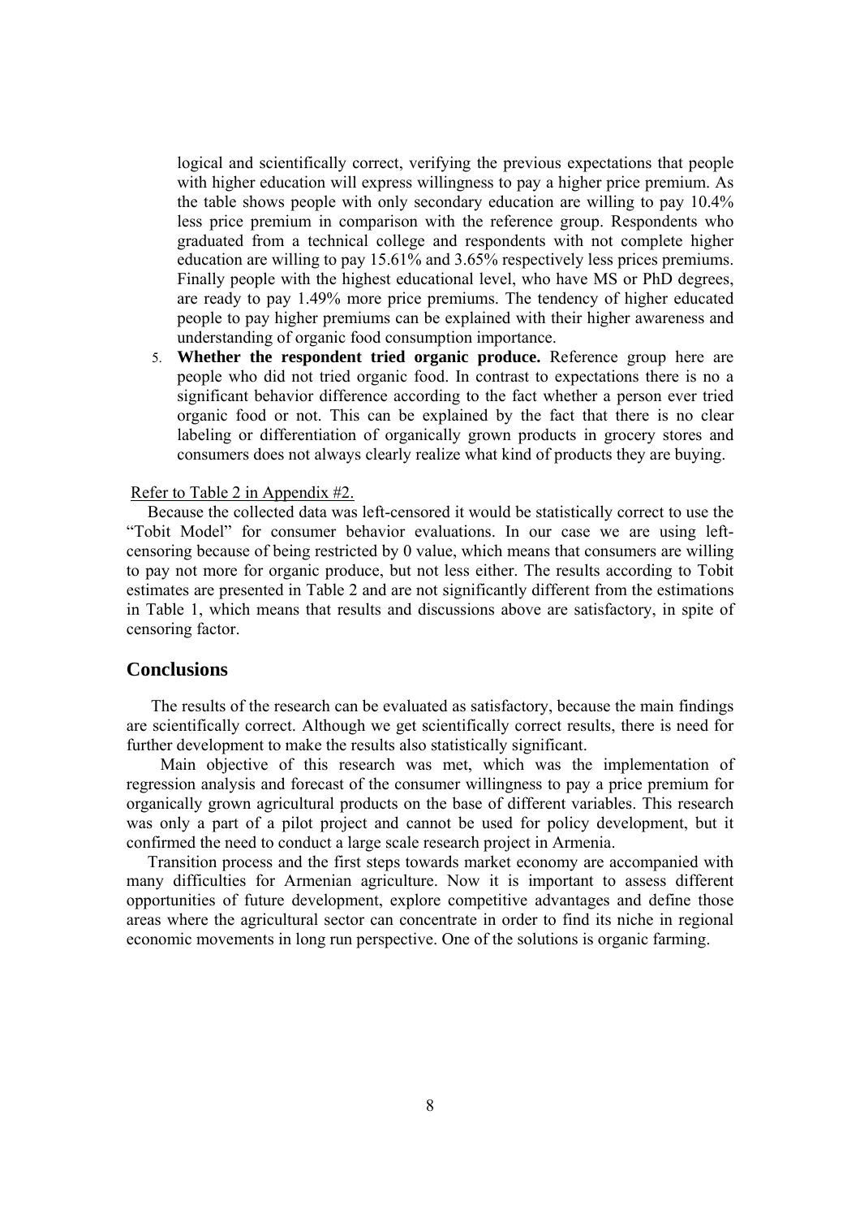logical and scientifically correct, verifying the previous expectations that people with higher education will express willingness to pay a higher price premium. As the table shows people with only secondary education are willing to pay 10.4% less price premium in comparison with the reference group. Respondents who graduated from a technical college and respondents with not complete higher education are willing to pay 15.61% and 3.65% respectively less prices premiums. Finally people with the highest educational level, who have MS or PhD degrees, are ready to pay 1.49% more price premiums. The tendency of higher educated people to pay higher premiums can be explained with their higher awareness and understanding of organic food consumption importance.

5. **Whether the respondent tried organic produce.** Reference group here are people who did not tried organic food. In contrast to expectations there is no a significant behavior difference according to the fact whether a person ever tried organic food or not. This can be explained by the fact that there is no clear labeling or differentiation of organically grown products in grocery stores and consumers does not always clearly realize what kind of products they are buying.

Refer to Table 2 in Appendix #2.

Because the collected data was left-censored it would be statistically correct to use the "Tobit Model" for consumer behavior evaluations. In our case we are using left-censoring because of being restricted by 0 value, which means that consumers are willing to pay not more for organic produce, but not less either. The results according to Tobit estimates are presented in Table 2 and are not significantly different from the estimations in Table 1, which means that results and discussions above are satisfactory, in spite of censoring factor.

## Conclusions

The results of the research can be evaluated as satisfactory, because the main findings are scientifically correct. Although we get scientifically correct results, there is need for further development to make the results also statistically significant.

Main objective of this research was met, which was the implementation of regression analysis and forecast of the consumer willingness to pay a price premium for organically grown agricultural products on the base of different variables. This research was only a part of a pilot project and cannot be used for policy development, but it confirmed the need to conduct a large scale research project in Armenia.

Transition process and the first steps towards market economy are accompanied with many difficulties for Armenian agriculture. Now it is important to assess different opportunities of future development, explore competitive advantages and define those areas where the agricultural sector can concentrate in order to find its niche in regional economic movements in long run perspective. One of the solutions is organic farming.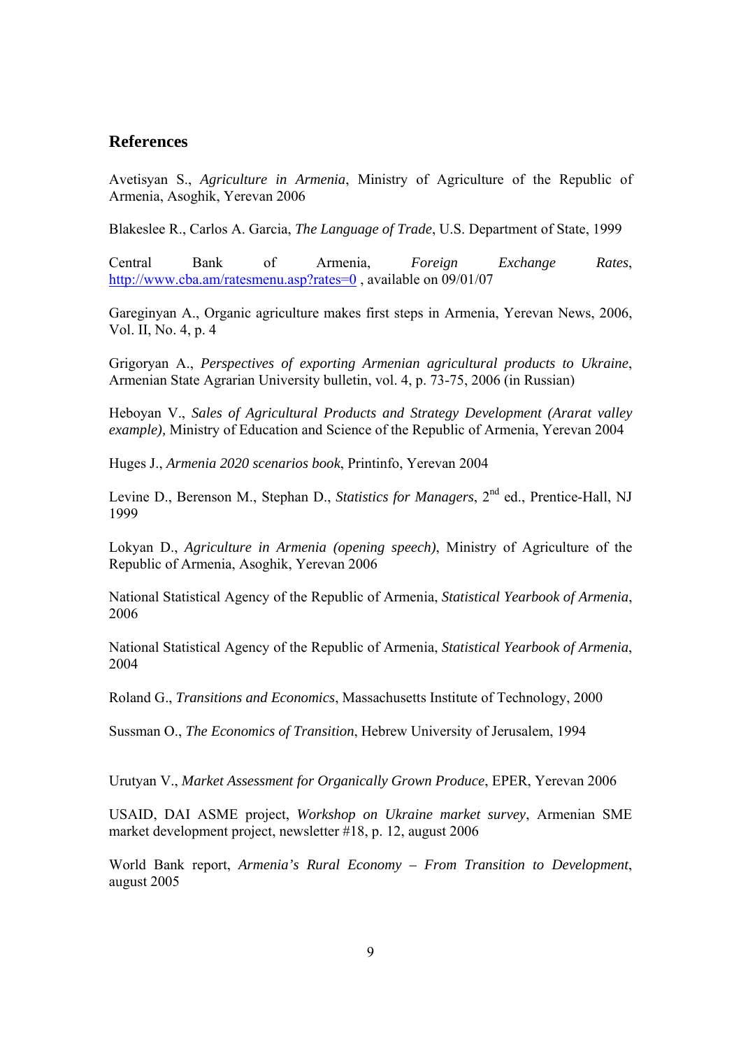## References

Avetisyan S., *Agriculture in Armenia*, Ministry of Agriculture of the Republic of Armenia, Asoghik, Yerevan 2006

Blakeslee R., Carlos A. Garcia, *The Language of Trade*, U.S. Department of State, 1999

Central Bank of Armenia, *Foreign Exchange Rates*, http://www.cba.am/ratesmenu.asp?rates=0 , available on 09/01/07

Gareginyan A., Organic agriculture makes first steps in Armenia, Yerevan News, 2006, Vol. II, No. 4, p. 4

Grigoryan A., *Perspectives of exporting Armenian agricultural products to Ukraine*, Armenian State Agrarian University bulletin, vol. 4, p. 73-75, 2006 (in Russian)

Heboyan V., *Sales of Agricultural Products and Strategy Development (Ararat valley example),* Ministry of Education and Science of the Republic of Armenia, Yerevan 2004

Huges J., *Armenia 2020 scenarios book*, Printinfo, Yerevan 2004

Levine D., Berenson M., Stephan D., *Statistics for Managers*, 2nd ed., Prentice-Hall, NJ 1999

Lokyan D., *Agriculture in Armenia (opening speech)*, Ministry of Agriculture of the Republic of Armenia, Asoghik, Yerevan 2006

National Statistical Agency of the Republic of Armenia, *Statistical Yearbook of Armenia*, 2006

National Statistical Agency of the Republic of Armenia, *Statistical Yearbook of Armenia*, 2004

Roland G., *Transitions and Economics*, Massachusetts Institute of Technology, 2000

Sussman O., *The Economics of Transition*, Hebrew University of Jerusalem, 1994

Urutyan V., *Market Assessment for Organically Grown Produce*, EPER, Yerevan 2006

USAID, DAI ASME project, *Workshop on Ukraine market survey*, Armenian SME market development project, newsletter #18, p. 12, august 2006

World Bank report, *Armenia's Rural Economy – From Transition to Development*, august 2005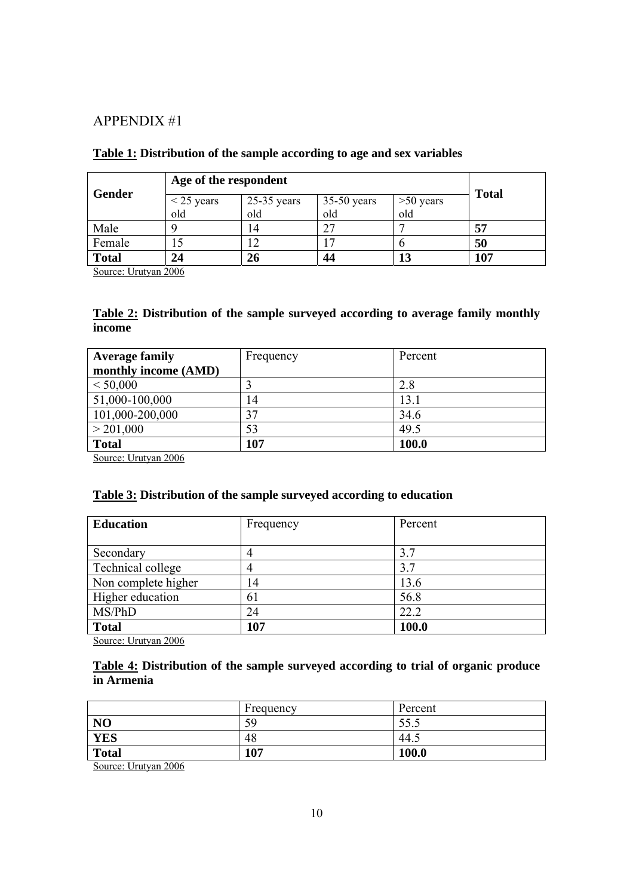# APPENDIX #1

**Table 1: Distribution of the sample according to age and sex variables**

| Gender | Age of the respondent | | | | Total |
|---|---|---|---|---|---|
| | < 25 years old | 25-35 years old | 35-50 years old | >50 years old | |
| Male | 9 | 14 | 27 | 7 | **57** |
| Female | 15 | 12 | 17 | 6 | **50** |
| **Total** | **24** | **26** | **44** | **13** | **107** |

Source: Urutyan 2006

**Table 2: Distribution of the sample surveyed according to average family monthly income**

| Average family monthly income (AMD) | Frequency | Percent |
|---|---|---|
| < 50,000 | 3 | 2.8 |
| 51,000-100,000 | 14 | 13.1 |
| 101,000-200,000 | 37 | 34.6 |
| > 201,000 | 53 | 49.5 |
| **Total** | **107** | **100.0** |

Source: Urutyan 2006

**Table 3: Distribution of the sample surveyed according to education**

| Education | Frequency | Percent |
|---|---|---|
| Secondary | 4 | 3.7 |
| Technical college | 4 | 3.7 |
| Non complete higher | 14 | 13.6 |
| Higher education | 61 | 56.8 |
| MS/PhD | 24 | 22.2 |
| **Total** | **107** | **100.0** |

Source: Urutyan 2006

**Table 4: Distribution of the sample surveyed according to trial of organic produce in Armenia**

| | Frequency | Percent |
|---|---|---|
| **NO** | 59 | 55.5 |
| **YES** | 48 | 44.5 |
| **Total** | **107** | **100.0** |

Source: Urutyan 2006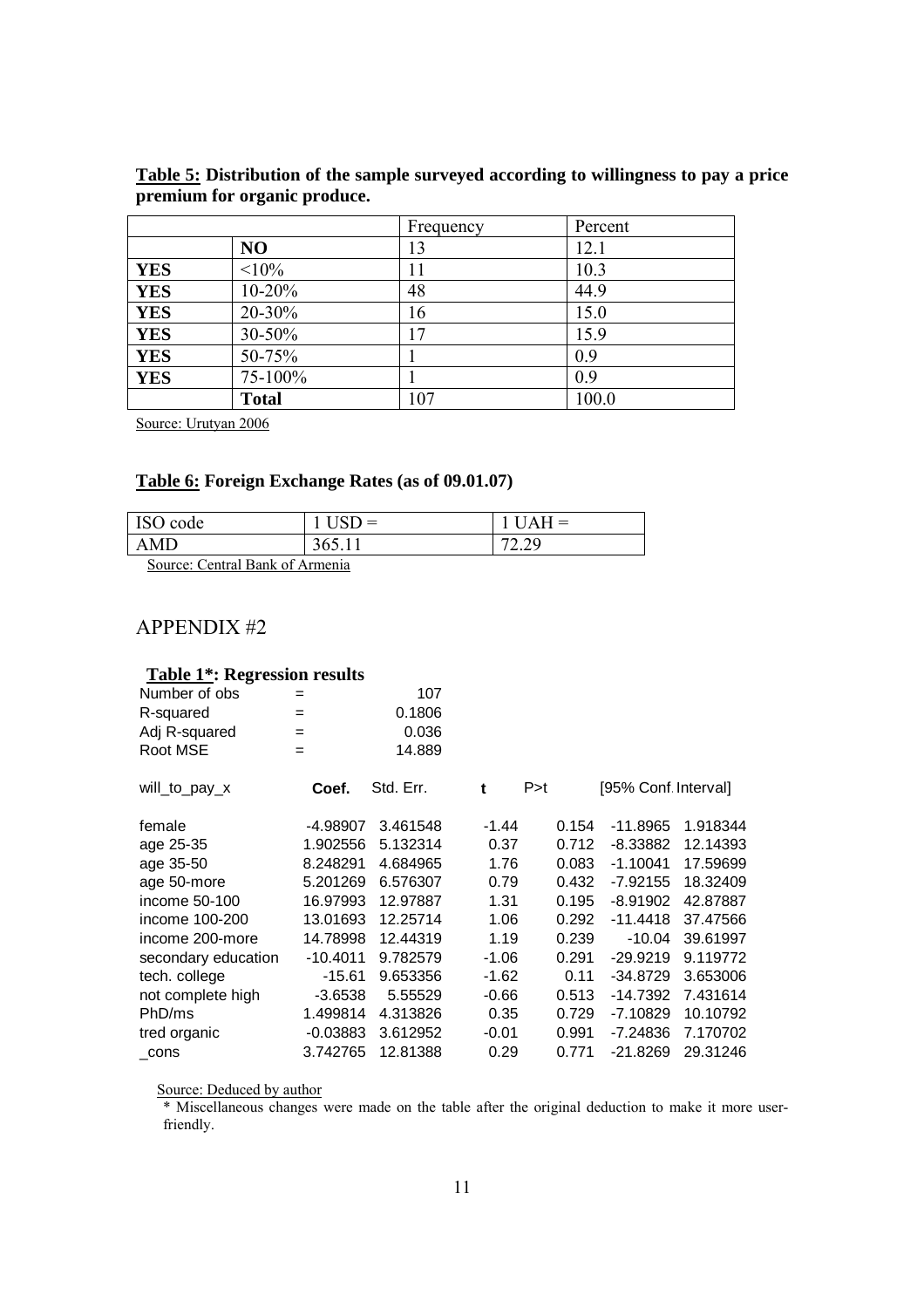**<u>Table 5:</u> Distribution of the sample surveyed according to willingness to pay a price premium for organic produce.**

| | | Frequency | Percent |
|---|---|---|---|
| | **NO** | 13 | 12.1 |
| **YES** | <10% | 11 | 10.3 |
| **YES** | 10-20% | 48 | 44.9 |
| **YES** | 20-30% | 16 | 15.0 |
| **YES** | 30-50% | 17 | 15.9 |
| **YES** | 50-75% | 1 | 0.9 |
| **YES** | 75-100% | 1 | 0.9 |
| | **Total** | 107 | 100.0 |

Source: Urutyan 2006

**<u>Table 6:</u> Foreign Exchange Rates (as of 09.01.07)**

| ISO code | 1 USD = | 1 UAH = |
|---|---|---|
| AMD | 365.11 | 72.29 |

Source: Central Bank of Armenia

# APPENDIX #2

**<u>Table 1*</u>: Regression results**

| | | |
|---|---|---|
| Number of obs | = | 107 |
| R-squared | = | 0.1806 |
| Adj R-squared | = | 0.036 |
| Root MSE | = | 14.889 |

| will_to_pay_x | **Coef.** | Std. Err. | **t** | P>t | [95% Conf. Interval] | |
|---|---|---|---|---|---|---|
| female | -4.98907 | 3.461548 | -1.44 | 0.154 | -11.8965 | 1.918344 |
| age 25-35 | 1.902556 | 5.132314 | 0.37 | 0.712 | -8.33882 | 12.14393 |
| age 35-50 | 8.248291 | 4.684965 | 1.76 | 0.083 | -1.10041 | 17.59699 |
| age 50-more | 5.201269 | 6.576307 | 0.79 | 0.432 | -7.92155 | 18.32409 |
| income 50-100 | 16.97993 | 12.97887 | 1.31 | 0.195 | -8.91902 | 42.87887 |
| income 100-200 | 13.01693 | 12.25714 | 1.06 | 0.292 | -11.4418 | 37.47566 |
| income 200-more | 14.78998 | 12.44319 | 1.19 | 0.239 | -10.04 | 39.61997 |
| secondary education | -10.4011 | 9.782579 | -1.06 | 0.291 | -29.9219 | 9.119772 |
| tech. college | -15.61 | 9.653356 | -1.62 | 0.11 | -34.8729 | 3.653006 |
| not complete high | -3.6538 | 5.55529 | -0.66 | 0.513 | -14.7392 | 7.431614 |
| PhD/ms | 1.499814 | 4.313826 | 0.35 | 0.729 | -7.10829 | 10.10792 |
| tred organic | -0.03883 | 3.612952 | -0.01 | 0.991 | -7.24836 | 7.170702 |
| _cons | 3.742765 | 12.81388 | 0.29 | 0.771 | -21.8269 | 29.31246 |

Source: Deduced by author

* Miscellaneous changes were made on the table after the original deduction to make it more user-friendly.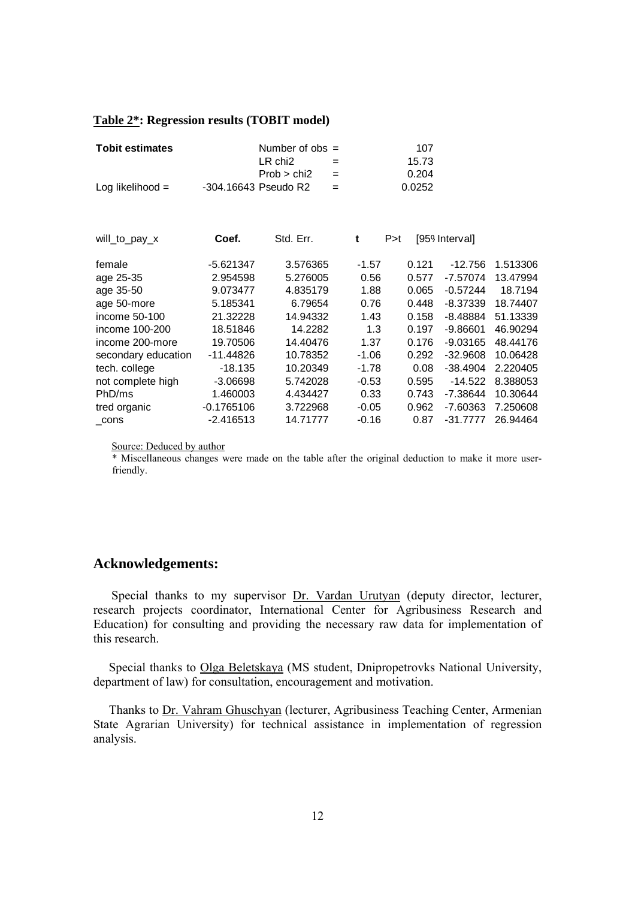**Table 2\*: Regression results (TOBIT model)**

| | | | | |
|---|---|---|---|---|
| **Tobit estimates** | | Number of obs | = | 107 |
| | | LR chi2 | = | 15.73 |
| | | Prob > chi2 | = | 0.204 |
| Log likelihood = | -304.16643 | Pseudo R2 | = | 0.0252 |

| will_to_pay_x | **Coef.** | Std. Err. | **t** | P>t | [95% Interval] | |
|---|---|---|---|---|---|---|
| female | -5.621347 | 3.576365 | -1.57 | 0.121 | -12.756 | 1.513306 |
| age 25-35 | 2.954598 | 5.276005 | 0.56 | 0.577 | -7.57074 | 13.47994 |
| age 35-50 | 9.073477 | 4.835179 | 1.88 | 0.065 | -0.57244 | 18.7194 |
| age 50-more | 5.185341 | 6.79654 | 0.76 | 0.448 | -8.37339 | 18.74407 |
| income 50-100 | 21.32228 | 14.94332 | 1.43 | 0.158 | -8.48884 | 51.13339 |
| income 100-200 | 18.51846 | 14.2282 | 1.3 | 0.197 | -9.86601 | 46.90294 |
| income 200-more | 19.70506 | 14.40476 | 1.37 | 0.176 | -9.03165 | 48.44176 |
| secondary education | -11.44826 | 10.78352 | -1.06 | 0.292 | -32.9608 | 10.06428 |
| tech. college | -18.135 | 10.20349 | -1.78 | 0.08 | -38.4904 | 2.220405 |
| not complete high | -3.06698 | 5.742028 | -0.53 | 0.595 | -14.522 | 8.388053 |
| PhD/ms | 1.460003 | 4.434427 | 0.33 | 0.743 | -7.38644 | 10.30644 |
| tred organic | -0.1765106 | 3.722968 | -0.05 | 0.962 | -7.60363 | 7.250608 |
| _cons | -2.416513 | 14.71777 | -0.16 | 0.87 | -31.7777 | 26.94464 |

Source: Deduced by author

\* Miscellaneous changes were made on the table after the original deduction to make it more user-friendly.

## Acknowledgements:

Special thanks to my supervisor Dr. Vardan Urutyan (deputy director, lecturer, research projects coordinator, International Center for Agribusiness Research and Education) for consulting and providing the necessary raw data for implementation of this research.

Special thanks to Olga Beletskaya (MS student, Dnipropetrovks National University, department of law) for consultation, encouragement and motivation.

Thanks to Dr. Vahram Ghuschyan (lecturer, Agribusiness Teaching Center, Armenian State Agrarian University) for technical assistance in implementation of regression analysis.